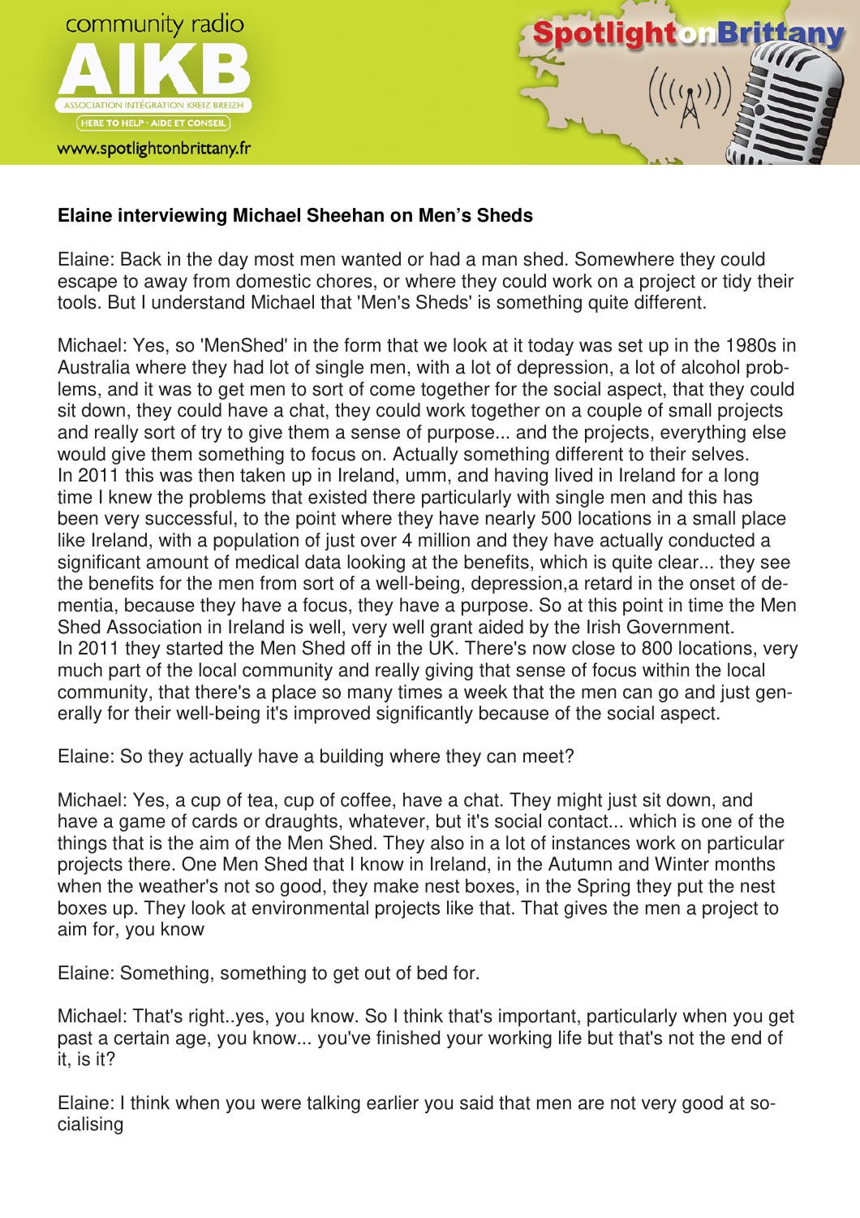**Elaine interviewing Michael Sheehan on Men's Sheds**

Elaine: Back in the day most men wanted or had a man shed. Somewhere they could escape to away from domestic chores, or where they could work on a project or tidy their tools. But I understand Michael that 'Men's Sheds' is something quite different.

Michael: Yes, so 'MenShed' in the form that we look at it today was set up in the 1980s in Australia where they had lot of single men, with a lot of depression, a lot of alcohol problems, and it was to get men to sort of come together for the social aspect, that they could sit down, they could have a chat, they could work together on a couple of small projects and really sort of try to give them a sense of purpose... and the projects, everything else would give them something to focus on. Actually something different to their selves.
In 2011 this was then taken up in Ireland, umm, and having lived in Ireland for a long time I knew the problems that existed there particularly with single men and this has been very successful, to the point where they have nearly 500 locations in a small place like Ireland, with a population of just over 4 million and they have actually conducted a significant amount of medical data looking at the benefits, which is quite clear... they see the benefits for the men from sort of a well-being, depression,a retard in the onset of dementia, because they have a focus, they have a purpose. So at this point in time the Men Shed Association in Ireland is well, very well grant aided by the Irish Government.
In 2011 they started the Men Shed off in the UK. There's now close to 800 locations, very much part of the local community and really giving that sense of focus within the local community, that there's a place so many times a week that the men can go and just generally for their well-being it's improved significantly because of the social aspect.

Elaine: So they actually have a building where they can meet?

Michael: Yes, a cup of tea, cup of coffee, have a chat. They might just sit down, and have a game of cards or draughts, whatever, but it's social contact... which is one of the things that is the aim of the Men Shed. They also in a lot of instances work on particular projects there. One Men Shed that I know in Ireland, in the Autumn and Winter months when the weather's not so good, they make nest boxes, in the Spring they put the nest boxes up. They look at environmental projects like that. That gives the men a project to aim for, you know

Elaine: Something, something to get out of bed for.

Michael: That's right..yes, you know. So I think that's important, particularly when you get past a certain age, you know... you've finished your working life but that's not the end of it, is it?

Elaine: I think when you were talking earlier you said that men are not very good at socialising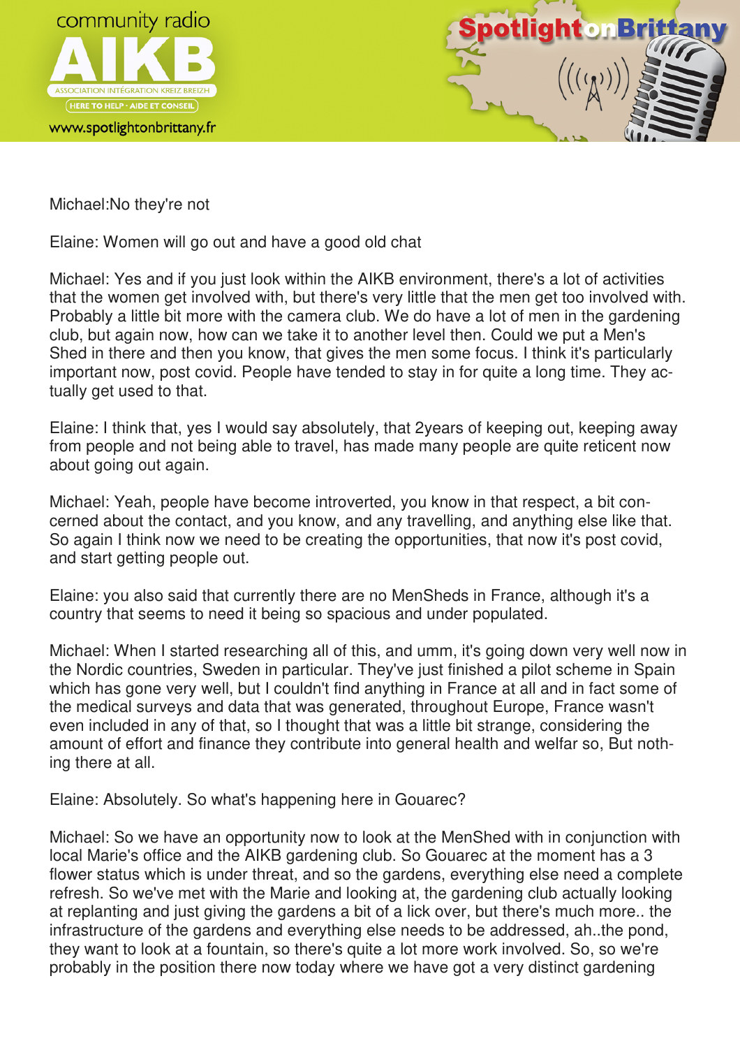Michael:No they're not

Elaine: Women will go out and have a good old chat

Michael: Yes and if you just look within the AIKB environment, there's a lot of activities that the women get involved with, but there's very little that the men get too involved with. Probably a little bit more with the camera club. We do have a lot of men in the gardening club, but again now, how can we take it to another level then. Could we put a Men's Shed in there and then you know, that gives the men some focus. I think it's particularly important now, post covid. People have tended to stay in for quite a long time. They actually get used to that.

Elaine: I think that, yes I would say absolutely, that 2years of keeping out, keeping away from people and not being able to travel, has made many people are quite reticent now about going out again.

Michael: Yeah, people have become introverted, you know in that respect, a bit concerned about the contact, and you know, and any travelling, and anything else like that. So again I think now we need to be creating the opportunities, that now it's post covid, and start getting people out.

Elaine: you also said that currently there are no MenSheds in France, although it's a country that seems to need it being so spacious and under populated.

Michael: When I started researching all of this, and umm, it's going down very well now in the Nordic countries, Sweden in particular. They've just finished a pilot scheme in Spain which has gone very well, but I couldn't find anything in France at all and in fact some of the medical surveys and data that was generated, throughout Europe, France wasn't even included in any of that, so I thought that was a little bit strange, considering the amount of effort and finance they contribute into general health and welfar so, But nothing there at all.

Elaine: Absolutely. So what's happening here in Gouarec?

Michael: So we have an opportunity now to look at the MenShed with in conjunction with local Marie's office and the AIKB gardening club. So Gouarec at the moment has a 3 flower status which is under threat, and so the gardens, everything else need a complete refresh. So we've met with the Marie and looking at, the gardening club actually looking at replanting and just giving the gardens a bit of a lick over, but there's much more.. the infrastructure of the gardens and everything else needs to be addressed, ah..the pond, they want to look at a fountain, so there's quite a lot more work involved. So, so we're probably in the position there now today where we have got a very distinct gardening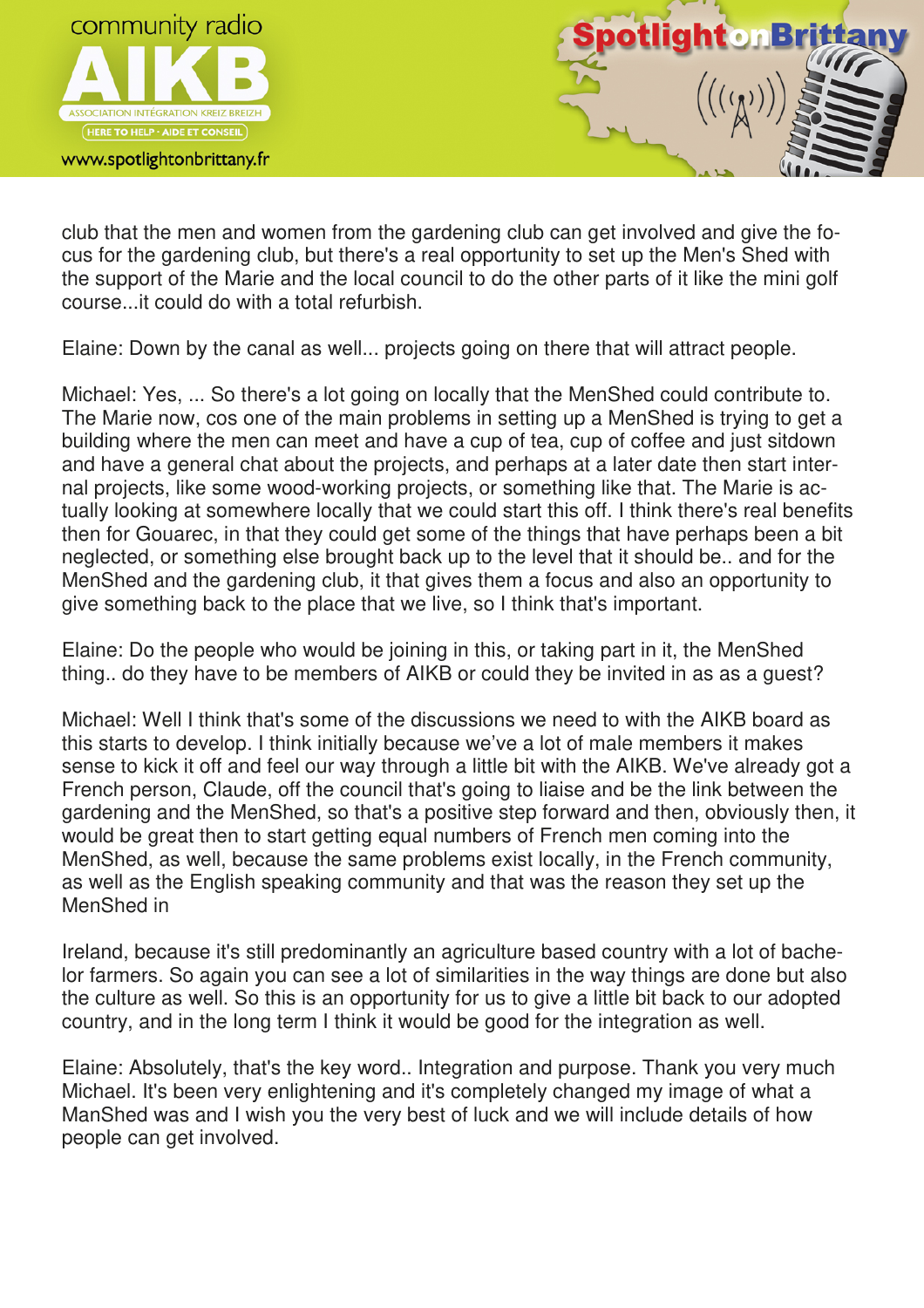club that the men and women from the gardening club can get involved and give the focus for the gardening club, but there's a real opportunity to set up the Men's Shed with the support of the Marie and the local council to do the other parts of it like the mini golf course...it could do with a total refurbish.

Elaine: Down by the canal as well... projects going on there that will attract people.

Michael: Yes, ... So there's a lot going on locally that the MenShed could contribute to. The Marie now, cos one of the main problems in setting up a MenShed is trying to get a building where the men can meet and have a cup of tea, cup of coffee and just sitdown and have a general chat about the projects, and perhaps at a later date then start internal projects, like some wood-working projects, or something like that. The Marie is actually looking at somewhere locally that we could start this off. I think there's real benefits then for Gouarec, in that they could get some of the things that have perhaps been a bit neglected, or something else brought back up to the level that it should be.. and for the MenShed and the gardening club, it that gives them a focus and also an opportunity to give something back to the place that we live, so I think that's important.

Elaine: Do the people who would be joining in this, or taking part in it, the MenShed thing.. do they have to be members of AIKB or could they be invited in as as a guest?

Michael: Well I think that's some of the discussions we need to with the AIKB board as this starts to develop. I think initially because we've a lot of male members it makes sense to kick it off and feel our way through a little bit with the AIKB. We've already got a French person, Claude, off the council that's going to liaise and be the link between the gardening and the MenShed, so that's a positive step forward and then, obviously then, it would be great then to start getting equal numbers of French men coming into the MenShed, as well, because the same problems exist locally, in the French community, as well as the English speaking community and that was the reason they set up the MenShed in Ireland, because it's still predominantly an agriculture based country with a lot of bachelor farmers. So again you can see a lot of similarities in the way things are done but also the culture as well. So this is an opportunity for us to give a little bit back to our adopted country, and in the long term I think it would be good for the integration as well.

Elaine: Absolutely, that's the key word.. Integration and purpose. Thank you very much Michael. It's been very enlightening and it's completely changed my image of what a ManShed was and I wish you the very best of luck and we will include details of how people can get involved.